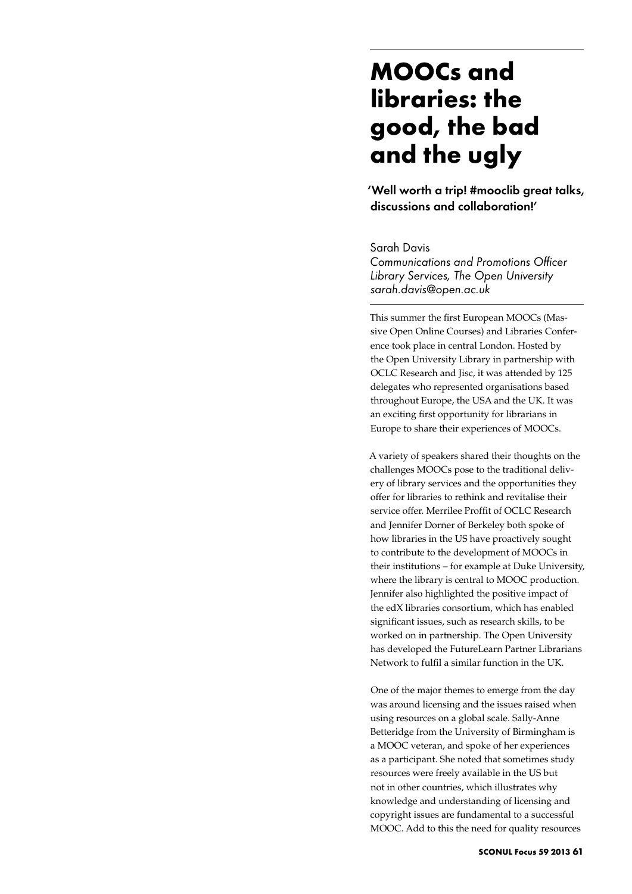# MOOCs and libraries: the good, the bad and the ugly

**'Well worth a trip! #mooclib great talks, discussions and collaboration!'**

Sarah Davis
*Communications and Promotions Officer*
*Library Services, The Open University*
*sarah.davis@open.ac.uk*

This summer the first European MOOCs (Massive Open Online Courses) and Libraries Conference took place in central London. Hosted by the Open University Library in partnership with OCLC Research and Jisc, it was attended by 125 delegates who represented organisations based throughout Europe, the USA and the UK. It was an exciting first opportunity for librarians in Europe to share their experiences of MOOCs.

A variety of speakers shared their thoughts on the challenges MOOCs pose to the traditional delivery of library services and the opportunities they offer for libraries to rethink and revitalise their service offer. Merrilee Proffit of OCLC Research and Jennifer Dorner of Berkeley both spoke of how libraries in the US have proactively sought to contribute to the development of MOOCs in their institutions – for example at Duke University, where the library is central to MOOC production. Jennifer also highlighted the positive impact of the edX libraries consortium, which has enabled significant issues, such as research skills, to be worked on in partnership. The Open University has developed the FutureLearn Partner Librarians Network to fulfil a similar function in the UK.

One of the major themes to emerge from the day was around licensing and the issues raised when using resources on a global scale. Sally-Anne Betteridge from the University of Birmingham is a MOOC veteran, and spoke of her experiences as a participant. She noted that sometimes study resources were freely available in the US but not in other countries, which illustrates why knowledge and understanding of licensing and copyright issues are fundamental to a successful MOOC. Add to this the need for quality resources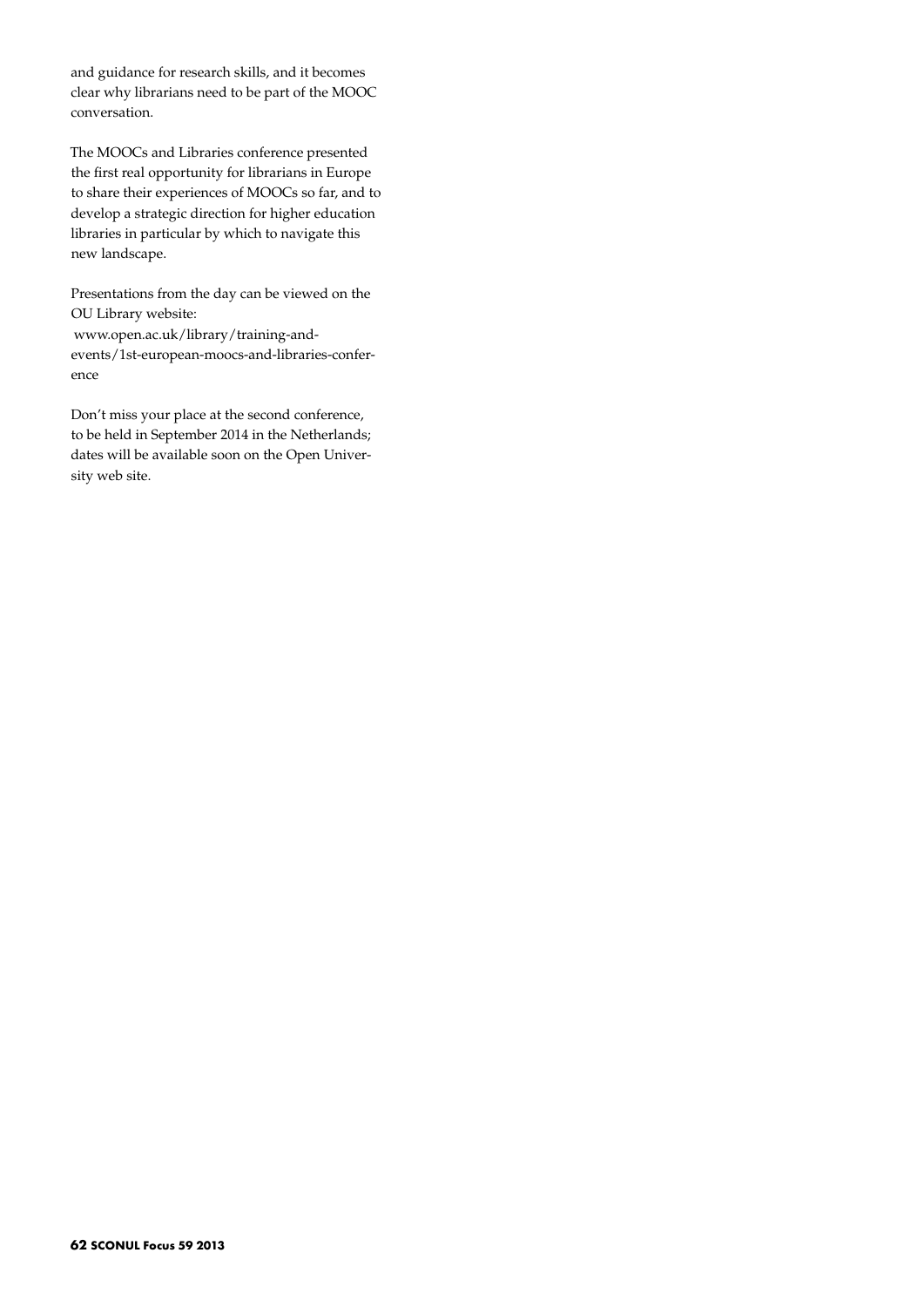and guidance for research skills, and it becomes clear why librarians need to be part of the MOOC conversation.

The MOOCs and Libraries conference presented the first real opportunity for librarians in Europe to share their experiences of MOOCs so far, and to develop a strategic direction for higher education libraries in particular by which to navigate this new landscape.

Presentations from the day can be viewed on the OU Library website:
www.open.ac.uk/library/training-and-events/1st-european-moocs-and-libraries-conference

Don't miss your place at the second conference, to be held in September 2014 in the Netherlands; dates will be available soon on the Open University web site.